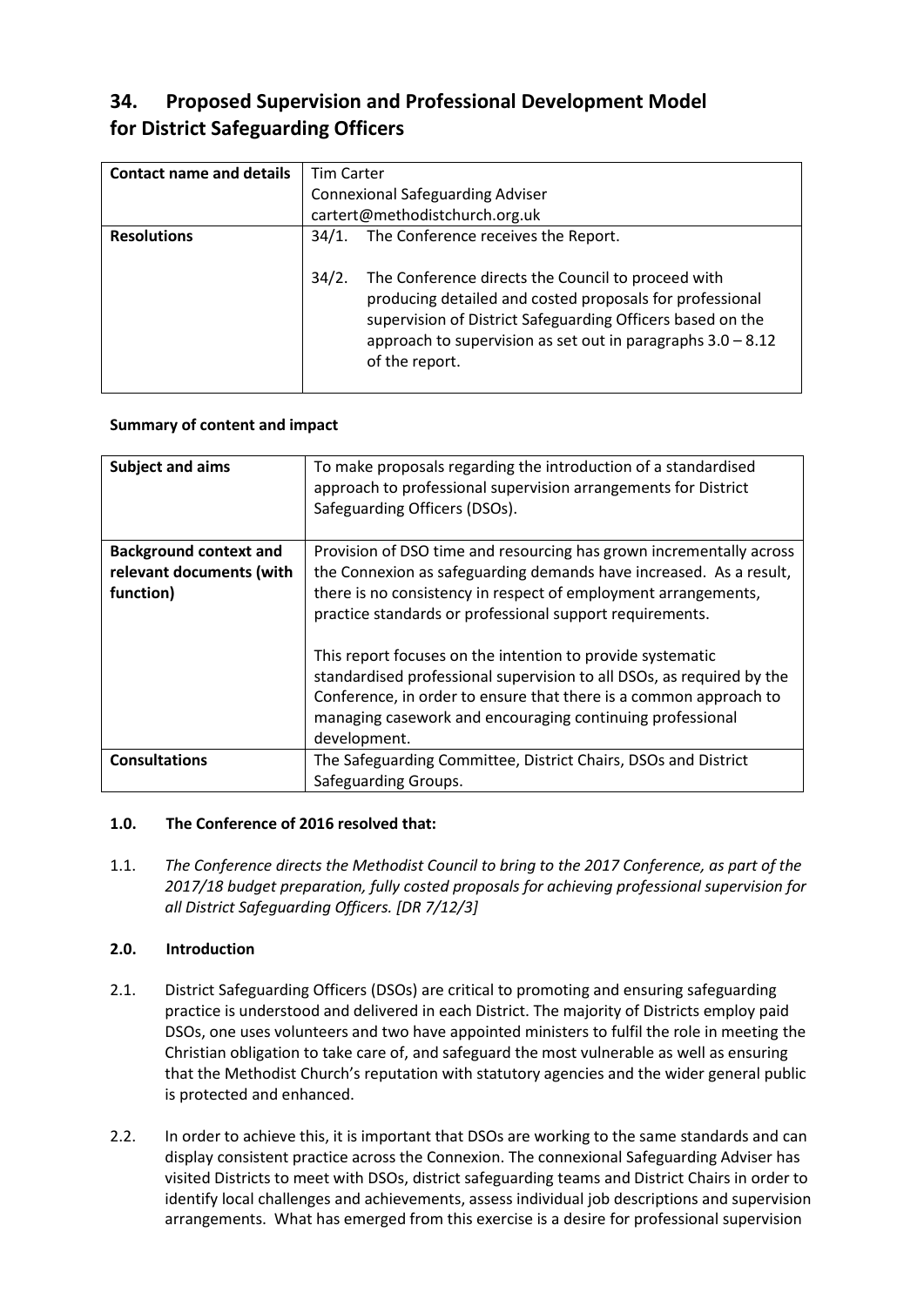# 34. Proposed Supervision and Professional Development Model for District Safeguarding Officers

| Contact name and details | Tim Carter<br>Connexional Safeguarding Adviser<br>cartert@methodistchurch.org.uk |
|---|---|
| **Resolutions** | 34/1. The Conference receives the Report.<br><br>34/2. The Conference directs the Council to proceed with producing detailed and costed proposals for professional supervision of District Safeguarding Officers based on the approach to supervision as set out in paragraphs 3.0 – 8.12 of the report. |

**Summary of content and impact**

| Subject and aims | To make proposals regarding the introduction of a standardised approach to professional supervision arrangements for District Safeguarding Officers (DSOs). |
|---|---|
| **Background context and relevant documents (with function)** | Provision of DSO time and resourcing has grown incrementally across the Connexion as safeguarding demands have increased. As a result, there is no consistency in respect of employment arrangements, practice standards or professional support requirements.<br><br>This report focuses on the intention to provide systematic standardised professional supervision to all DSOs, as required by the Conference, in order to ensure that there is a common approach to managing casework and encouraging continuing professional development. |
| **Consultations** | The Safeguarding Committee, District Chairs, DSOs and District Safeguarding Groups. |

### 1.0. The Conference of 2016 resolved that:

1.1. *The Conference directs the Methodist Council to bring to the 2017 Conference, as part of the 2017/18 budget preparation, fully costed proposals for achieving professional supervision for all District Safeguarding Officers. [DR 7/12/3]*

### 2.0. Introduction

2.1. District Safeguarding Officers (DSOs) are critical to promoting and ensuring safeguarding practice is understood and delivered in each District. The majority of Districts employ paid DSOs, one uses volunteers and two have appointed ministers to fulfil the role in meeting the Christian obligation to take care of, and safeguard the most vulnerable as well as ensuring that the Methodist Church's reputation with statutory agencies and the wider general public is protected and enhanced.

2.2. In order to achieve this, it is important that DSOs are working to the same standards and can display consistent practice across the Connexion. The connexional Safeguarding Adviser has visited Districts to meet with DSOs, district safeguarding teams and District Chairs in order to identify local challenges and achievements, assess individual job descriptions and supervision arrangements. What has emerged from this exercise is a desire for professional supervision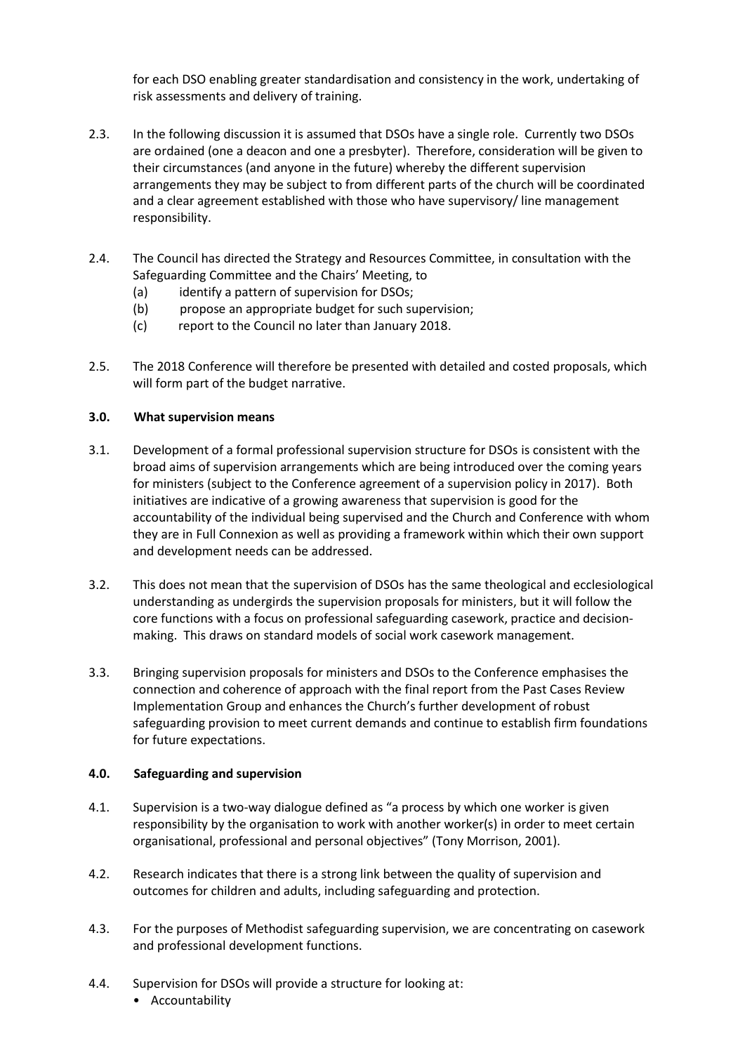for each DSO enabling greater standardisation and consistency in the work, undertaking of risk assessments and delivery of training.

2.3. In the following discussion it is assumed that DSOs have a single role. Currently two DSOs are ordained (one a deacon and one a presbyter). Therefore, consideration will be given to their circumstances (and anyone in the future) whereby the different supervision arrangements they may be subject to from different parts of the church will be coordinated and a clear agreement established with those who have supervisory/ line management responsibility.

2.4. The Council has directed the Strategy and Resources Committee, in consultation with the Safeguarding Committee and the Chairs' Meeting, to
   (a) identify a pattern of supervision for DSOs;
   (b) propose an appropriate budget for such supervision;
   (c) report to the Council no later than January 2018.

2.5. The 2018 Conference will therefore be presented with detailed and costed proposals, which will form part of the budget narrative.

## 3.0. What supervision means

3.1. Development of a formal professional supervision structure for DSOs is consistent with the broad aims of supervision arrangements which are being introduced over the coming years for ministers (subject to the Conference agreement of a supervision policy in 2017). Both initiatives are indicative of a growing awareness that supervision is good for the accountability of the individual being supervised and the Church and Conference with whom they are in Full Connexion as well as providing a framework within which their own support and development needs can be addressed.

3.2. This does not mean that the supervision of DSOs has the same theological and ecclesiological understanding as undergirds the supervision proposals for ministers, but it will follow the core functions with a focus on professional safeguarding casework, practice and decision-making. This draws on standard models of social work casework management.

3.3. Bringing supervision proposals for ministers and DSOs to the Conference emphasises the connection and coherence of approach with the final report from the Past Cases Review Implementation Group and enhances the Church's further development of robust safeguarding provision to meet current demands and continue to establish firm foundations for future expectations.

## 4.0. Safeguarding and supervision

4.1. Supervision is a two-way dialogue defined as "a process by which one worker is given responsibility by the organisation to work with another worker(s) in order to meet certain organisational, professional and personal objectives" (Tony Morrison, 2001).

4.2. Research indicates that there is a strong link between the quality of supervision and outcomes for children and adults, including safeguarding and protection.

4.3. For the purposes of Methodist safeguarding supervision, we are concentrating on casework and professional development functions.

4.4. Supervision for DSOs will provide a structure for looking at:
   - Accountability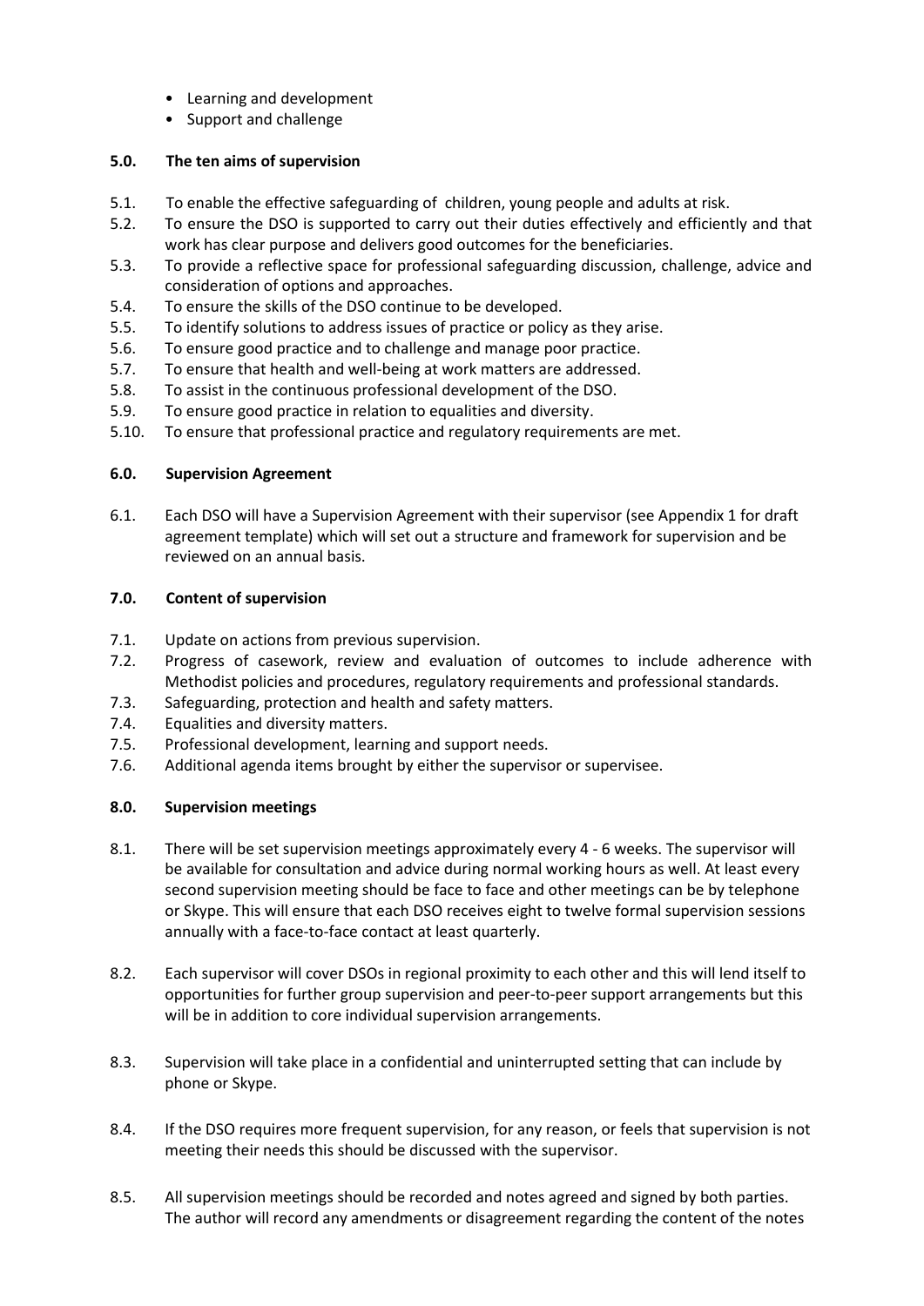- Learning and development
- Support and challenge

## 5.0. The ten aims of supervision

5.1. To enable the effective safeguarding of children, young people and adults at risk.

5.2. To ensure the DSO is supported to carry out their duties effectively and efficiently and that work has clear purpose and delivers good outcomes for the beneficiaries.

5.3. To provide a reflective space for professional safeguarding discussion, challenge, advice and consideration of options and approaches.

5.4. To ensure the skills of the DSO continue to be developed.

5.5. To identify solutions to address issues of practice or policy as they arise.

5.6. To ensure good practice and to challenge and manage poor practice.

5.7. To ensure that health and well-being at work matters are addressed.

5.8. To assist in the continuous professional development of the DSO.

5.9. To ensure good practice in relation to equalities and diversity.

5.10. To ensure that professional practice and regulatory requirements are met.

## 6.0. Supervision Agreement

6.1. Each DSO will have a Supervision Agreement with their supervisor (see Appendix 1 for draft agreement template) which will set out a structure and framework for supervision and be reviewed on an annual basis.

## 7.0. Content of supervision

7.1. Update on actions from previous supervision.

7.2. Progress of casework, review and evaluation of outcomes to include adherence with Methodist policies and procedures, regulatory requirements and professional standards.

7.3. Safeguarding, protection and health and safety matters.

7.4. Equalities and diversity matters.

7.5. Professional development, learning and support needs.

7.6. Additional agenda items brought by either the supervisor or supervisee.

## 8.0. Supervision meetings

8.1. There will be set supervision meetings approximately every 4 - 6 weeks. The supervisor will be available for consultation and advice during normal working hours as well. At least every second supervision meeting should be face to face and other meetings can be by telephone or Skype. This will ensure that each DSO receives eight to twelve formal supervision sessions annually with a face-to-face contact at least quarterly.

8.2. Each supervisor will cover DSOs in regional proximity to each other and this will lend itself to opportunities for further group supervision and peer-to-peer support arrangements but this will be in addition to core individual supervision arrangements.

8.3. Supervision will take place in a confidential and uninterrupted setting that can include by phone or Skype.

8.4. If the DSO requires more frequent supervision, for any reason, or feels that supervision is not meeting their needs this should be discussed with the supervisor.

8.5. All supervision meetings should be recorded and notes agreed and signed by both parties. The author will record any amendments or disagreement regarding the content of the notes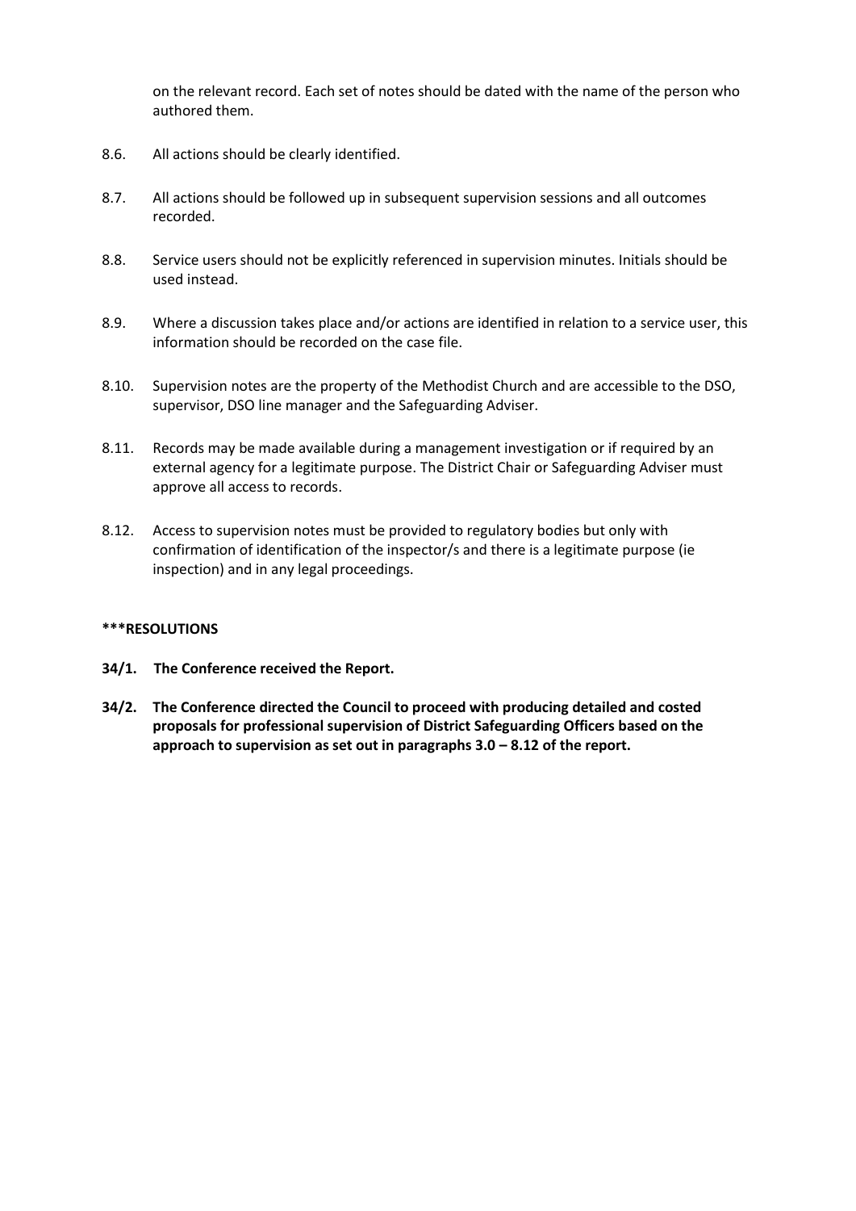on the relevant record. Each set of notes should be dated with the name of the person who authored them.

8.6. All actions should be clearly identified.

8.7. All actions should be followed up in subsequent supervision sessions and all outcomes recorded.

8.8. Service users should not be explicitly referenced in supervision minutes. Initials should be used instead.

8.9. Where a discussion takes place and/or actions are identified in relation to a service user, this information should be recorded on the case file.

8.10. Supervision notes are the property of the Methodist Church and are accessible to the DSO, supervisor, DSO line manager and the Safeguarding Adviser.

8.11. Records may be made available during a management investigation or if required by an external agency for a legitimate purpose. The District Chair or Safeguarding Adviser must approve all access to records.

8.12. Access to supervision notes must be provided to regulatory bodies but only with confirmation of identification of the inspector/s and there is a legitimate purpose (ie inspection) and in any legal proceedings.

**\*\*\*RESOLUTIONS**

**34/1. The Conference received the Report.**

**34/2. The Conference directed the Council to proceed with producing detailed and costed proposals for professional supervision of District Safeguarding Officers based on the approach to supervision as set out in paragraphs 3.0 – 8.12 of the report.**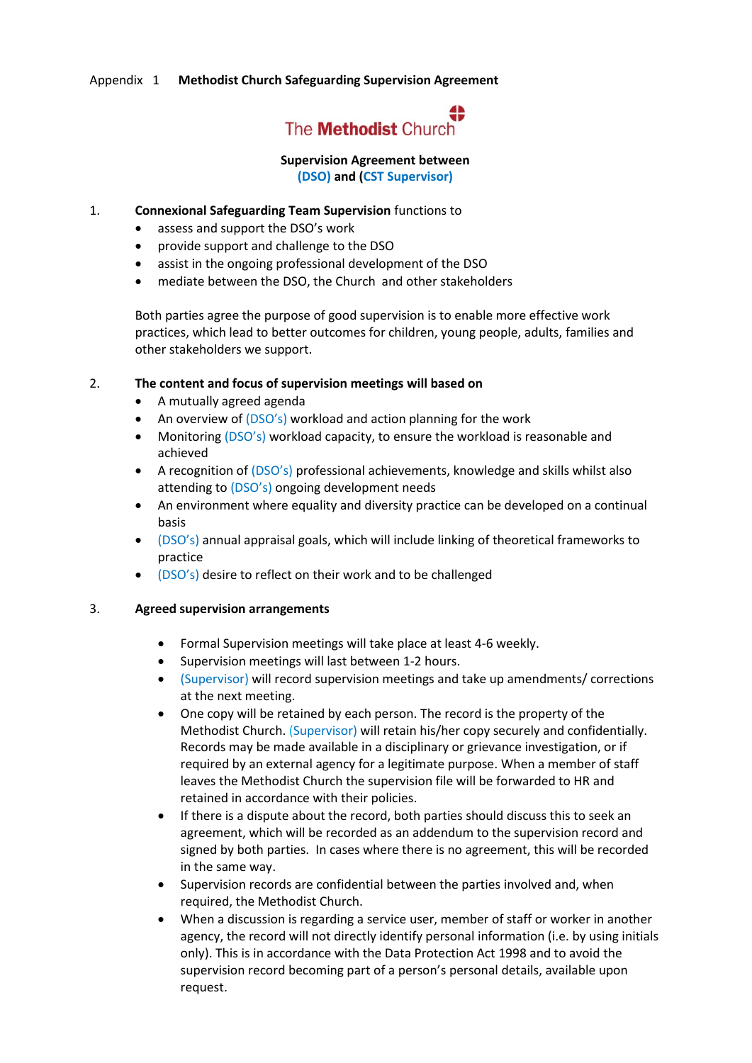Appendix 1 **Methodist Church Safeguarding Supervision Agreement**

The **Methodist** Church

**Supervision Agreement between**
**(DSO) and (CST Supervisor)**

1. **Connexional Safeguarding Team Supervision** functions to
   - assess and support the DSO's work
   - provide support and challenge to the DSO
   - assist in the ongoing professional development of the DSO
   - mediate between the DSO, the Church and other stakeholders

   Both parties agree the purpose of good supervision is to enable more effective work practices, which lead to better outcomes for children, young people, adults, families and other stakeholders we support.

2. **The content and focus of supervision meetings will based on**
   - A mutually agreed agenda
   - An overview of (DSO's) workload and action planning for the work
   - Monitoring (DSO's) workload capacity, to ensure the workload is reasonable and achieved
   - A recognition of (DSO's) professional achievements, knowledge and skills whilst also attending to (DSO's) ongoing development needs
   - An environment where equality and diversity practice can be developed on a continual basis
   - (DSO's) annual appraisal goals, which will include linking of theoretical frameworks to practice
   - (DSO's) desire to reflect on their work and to be challenged

3. **Agreed supervision arrangements**
   - Formal Supervision meetings will take place at least 4-6 weekly.
   - Supervision meetings will last between 1-2 hours.
   - (Supervisor) will record supervision meetings and take up amendments/ corrections at the next meeting.
   - One copy will be retained by each person. The record is the property of the Methodist Church. (Supervisor) will retain his/her copy securely and confidentially. Records may be made available in a disciplinary or grievance investigation, or if required by an external agency for a legitimate purpose. When a member of staff leaves the Methodist Church the supervision file will be forwarded to HR and retained in accordance with their policies.
   - If there is a dispute about the record, both parties should discuss this to seek an agreement, which will be recorded as an addendum to the supervision record and signed by both parties. In cases where there is no agreement, this will be recorded in the same way.
   - Supervision records are confidential between the parties involved and, when required, the Methodist Church.
   - When a discussion is regarding a service user, member of staff or worker in another agency, the record will not directly identify personal information (i.e. by using initials only). This is in accordance with the Data Protection Act 1998 and to avoid the supervision record becoming part of a person's personal details, available upon request.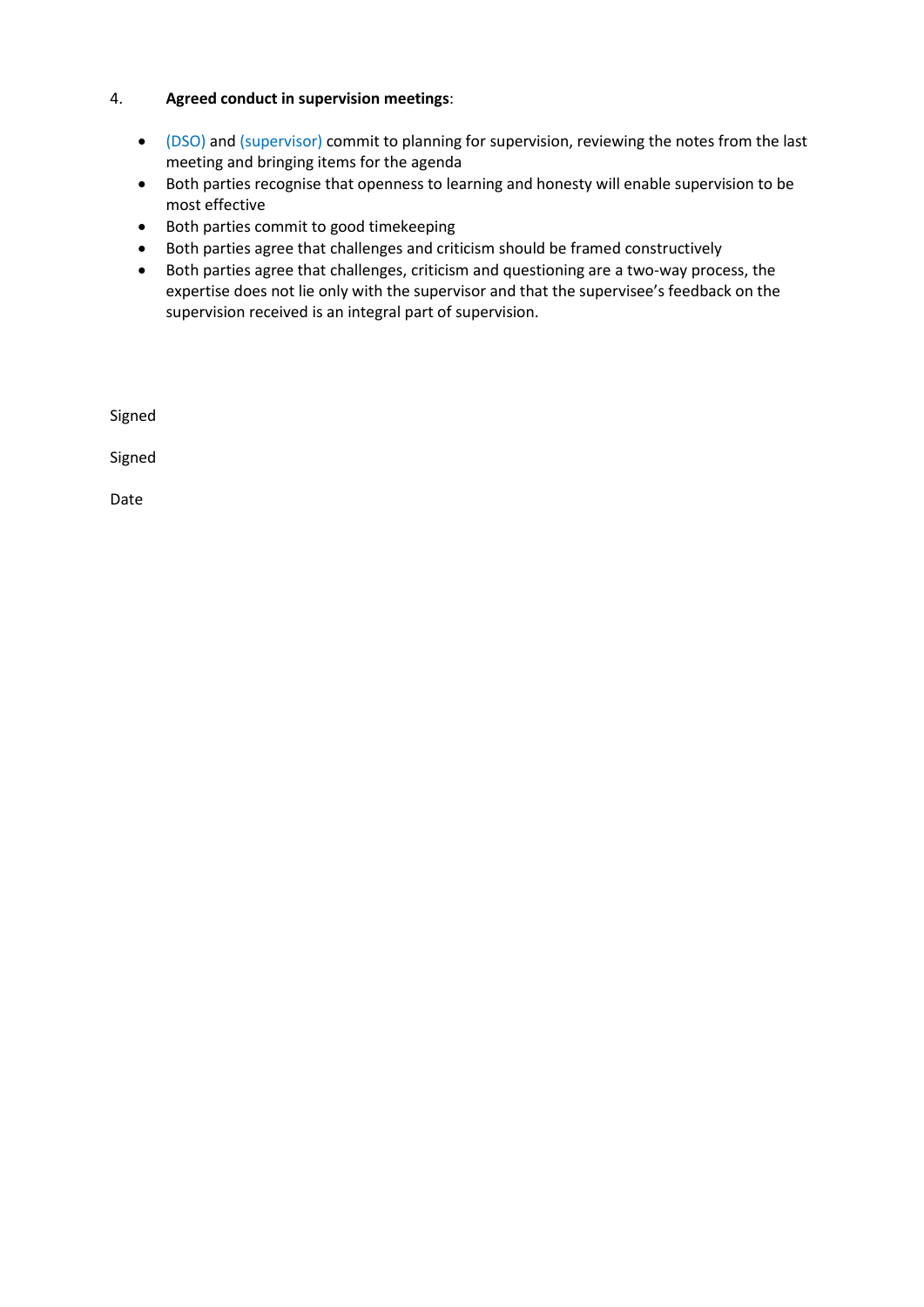4. **Agreed conduct in supervision meetings**:

- (DSO) and (supervisor) commit to planning for supervision, reviewing the notes from the last meeting and bringing items for the agenda
- Both parties recognise that openness to learning and honesty will enable supervision to be most effective
- Both parties commit to good timekeeping
- Both parties agree that challenges and criticism should be framed constructively
- Both parties agree that challenges, criticism and questioning are a two-way process, the expertise does not lie only with the supervisor and that the supervisee's feedback on the supervision received is an integral part of supervision.

Signed

Signed

Date